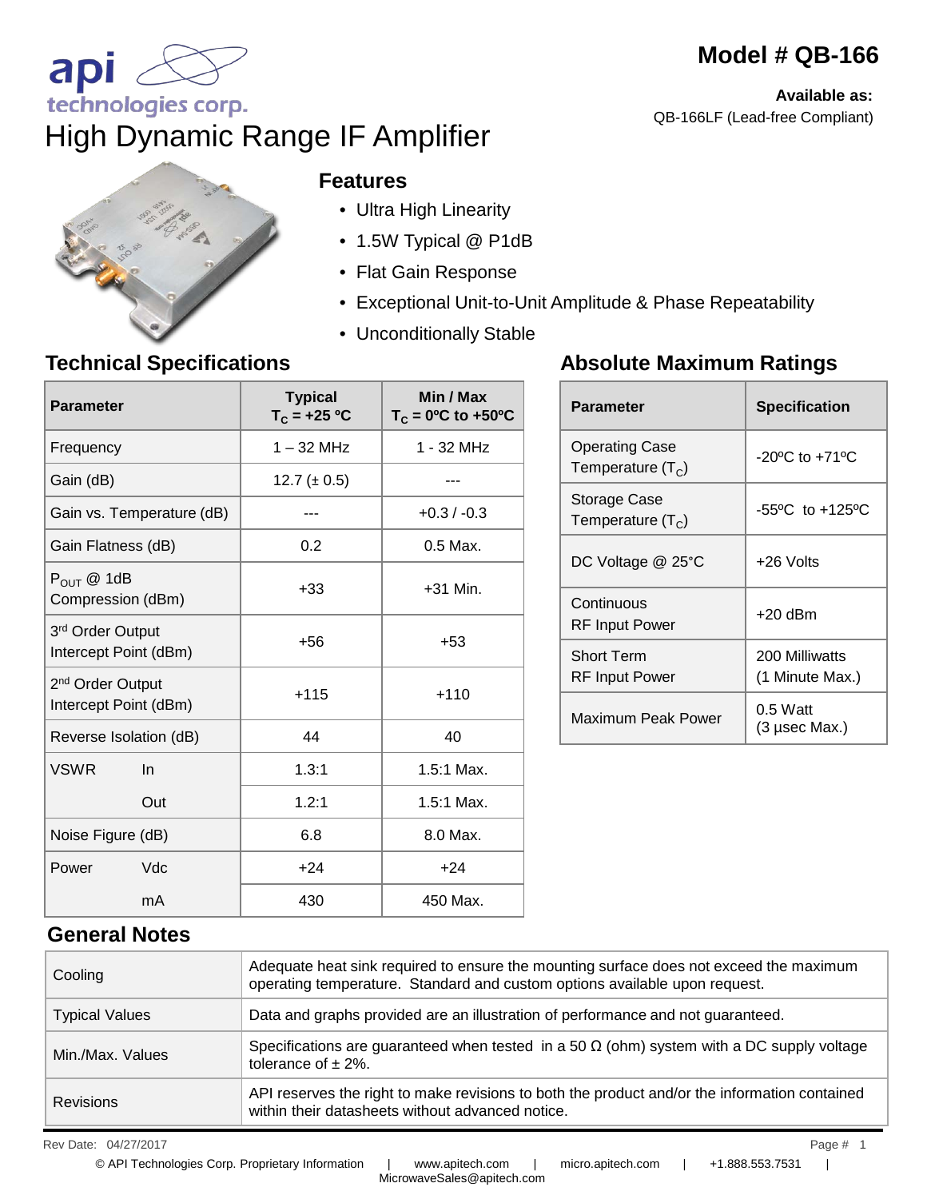# Model # QB-166

**Available as:**
QB-166LF (Lead-free Compliant)

api technologies corp.

# High Dynamic Range IF Amplifier

## Features

- Ultra High Linearity
- 1.5W Typical @ P1dB
- Flat Gain Response
- Exceptional Unit-to-Unit Amplitude & Phase Repeatability
- Unconditionally Stable

## Technical Specifications

| Parameter | | Typical $T_C$ = +25 ºC | Min / Max $T_C$ = 0ºC to +50ºC |
|---|---|---|---|
| Frequency | | 1 – 32 MHz | 1 - 32 MHz |
| Gain (dB) | | 12.7 (± 0.5) | --- |
| Gain vs. Temperature (dB) | | --- | +0.3 / -0.3 |
| Gain Flatness (dB) | | 0.2 | 0.5 Max. |
| $P_{OUT}$ @ 1dB Compression (dBm) | | +33 | +31 Min. |
| 3rd Order Output Intercept Point (dBm) | | +56 | +53 |
| 2nd Order Output Intercept Point (dBm) | | +115 | +110 |
| Reverse Isolation (dB) | | 44 | 40 |
| VSWR | In | 1.3:1 | 1.5:1 Max. |
| | Out | 1.2:1 | 1.5:1 Max. |
| Noise Figure (dB) | | 6.8 | 8.0 Max. |
| Power | Vdc | +24 | +24 |
| | mA | 430 | 450 Max. |

## Absolute Maximum Ratings

| Parameter | Specification |
|---|---|
| Operating Case Temperature ($T_C$) | -20ºC to +71ºC |
| Storage Case Temperature ($T_C$) | -55ºC to +125ºC |
| DC Voltage @ 25°C | +26 Volts |
| Continuous RF Input Power | +20 dBm |
| Short Term RF Input Power | 200 Milliwatts (1 Minute Max.) |
| Maximum Peak Power | 0.5 Watt (3 µsec Max.) |

## General Notes

| | |
|---|---|
| Cooling | Adequate heat sink required to ensure the mounting surface does not exceed the maximum operating temperature. Standard and custom options available upon request. |
| Typical Values | Data and graphs provided are an illustration of performance and not guaranteed. |
| Min./Max. Values | Specifications are guaranteed when tested in a 50 Ω (ohm) system with a DC supply voltage tolerance of ± 2%. |
| Revisions | API reserves the right to make revisions to both the product and/or the information contained within their datasheets without advanced notice. |

Rev Date: 04/27/2017

© API Technologies Corp. Proprietary Information | www.apitech.com | micro.apitech.com | +1.888.553.7531 | MicrowaveSales@apitech.com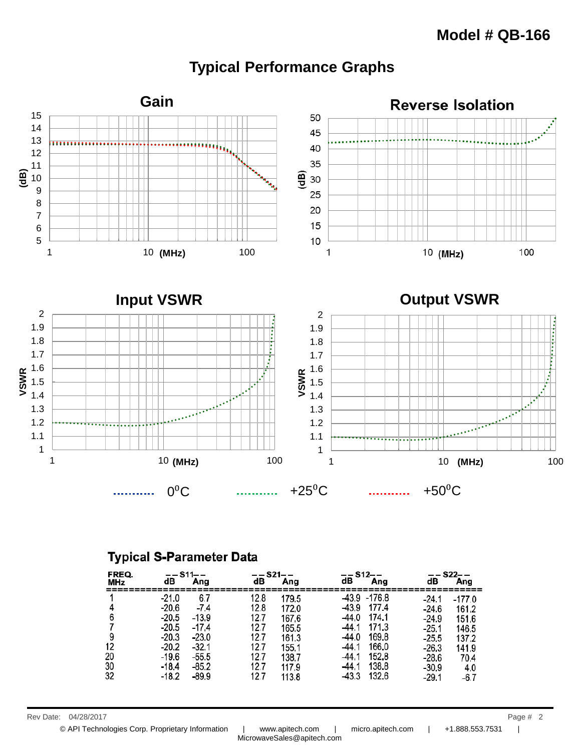**Model # QB-166**

## Typical Performance Graphs

### Gain

(dB) vs (MHz), 1 – 100+

### Reverse Isolation

(dB) vs (MHz), 1 – 100+

### Input VSWR

VSWR vs (MHz), 1 – 100

### Output VSWR

VSWR vs (MHz), 1 – 100

Legend: 0°C, +25°C, +50°C

### Typical S-Parameter Data

| FREQ. MHz | S11 dB | S11 Ang | S21 dB | S21 Ang | S12 dB | S12 Ang | S22 dB | S22 Ang |
|---|---|---|---|---|---|---|---|---|
| 1 | -21.0 | 6.7 | 12.8 | 179.5 | -43.9 | -176.8 | -24.1 | -177.0 |
| 4 | -20.6 | -7.4 | 12.8 | 172.0 | -43.9 | 177.4 | -24.6 | 161.2 |
| 6 | -20.5 | -13.9 | 12.7 | 167.6 | -44.0 | 174.1 | -24.9 | 151.6 |
| 7 | -20.5 | -17.4 | 12.7 | 165.5 | -44.1 | 171.3 | -25.1 | 146.5 |
| 9 | -20.3 | -23.0 | 12.7 | 161.3 | -44.0 | 169.8 | -25.5 | 137.2 |
| 12 | -20.2 | -32.1 | 12.7 | 155.1 | -44.1 | 166.0 | -26.3 | 141.9 |
| 20 | -19.6 | -55.5 | 12.7 | 138.7 | -44.1 | 152.8 | -28.6 | 70.4 |
| 30 | -18.4 | -85.2 | 12.7 | 117.9 | -44.1 | 138.8 | -30.9 | 4.0 |
| 32 | -18.2 | -89.9 | 12.7 | 113.8 | -43.3 | 132.6 | -29.1 | -6.7 |

Rev Date: 04/28/2017

© API Technologies Corp. Proprietary Information | www.apitech.com | micro.apitech.com | +1.888.553.7531 | MicrowaveSales@apitech.com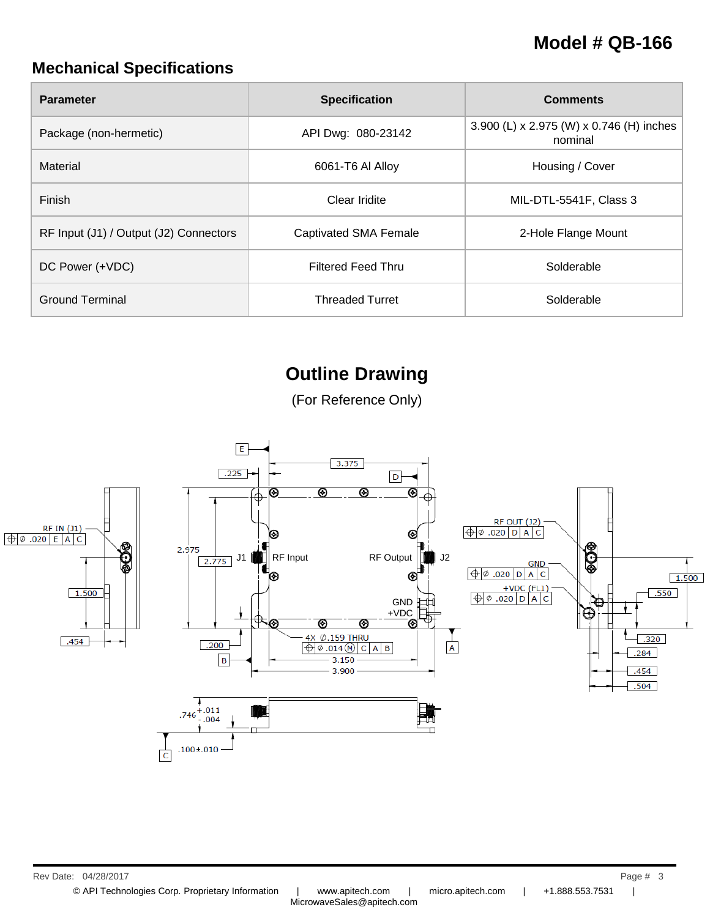## Model # QB-166

## Mechanical Specifications

| Parameter | Specification | Comments |
|---|---|---|
| Package (non-hermetic) | API Dwg: 080-23142 | 3.900 (L) x 2.975 (W) x 0.746 (H) inches nominal |
| Material | 6061-T6 Al Alloy | Housing / Cover |
| Finish | Clear Iridite | MIL-DTL-5541F, Class 3 |
| RF Input (J1) / Output (J2) Connectors | Captivated SMA Female | 2-Hole Flange Mount |
| DC Power (+VDC) | Filtered Feed Thru | Solderable |
| Ground Terminal | Threaded Turret | Solderable |

## Outline Drawing

(For Reference Only)

E
.225
3.375
D
RF IN (J1)
⌖ ⌀ .020 E A C
2.975
2.775
J1
RF Input
RF Output
J2
RF OUT (J2)
⌖ ⌀ .020 D A C
GND
⌖ ⌀ .020 D A C
+VDC (FL1)
⌖ ⌀ .020 D A C
1.500
.550
1.500
GND
+VDC
.454
.200
4X ⌀.159 THRU
⌖ ⌀ .014 Ⓜ C A B
B
A
3.150
3.900
.320
.284
.454
.504
.746 +.011 -.004
.100±.010
C

Rev Date: 04/28/2017

© API Technologies Corp. Proprietary Information | www.apitech.com | micro.apitech.com | +1.888.553.7531 | MicrowaveSales@apitech.com